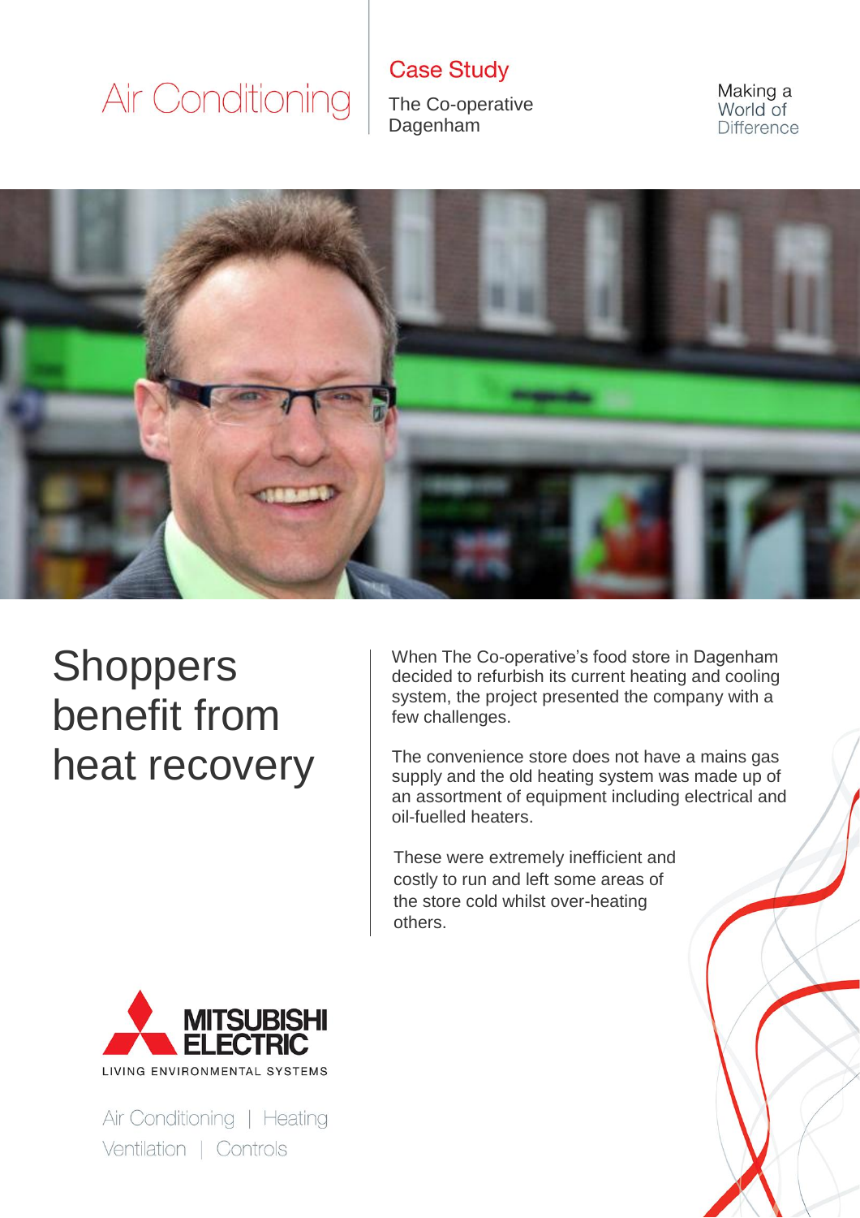Air Conditioning

Case Study

The Co-operative
Dagenham

Making a
World of
Difference

# Shoppers benefit from heat recovery

When The Co-operative's food store in Dagenham decided to refurbish its current heating and cooling system, the project presented the company with a few challenges.

The convenience store does not have a mains gas supply and the old heating system was made up of an assortment of equipment including electrical and oil-fuelled heaters.

These were extremely inefficient and costly to run and left some areas of the store cold whilst over-heating others.

MITSUBISHI ELECTRIC
LIVING ENVIRONMENTAL SYSTEMS

Air Conditioning | Heating
Ventilation | Controls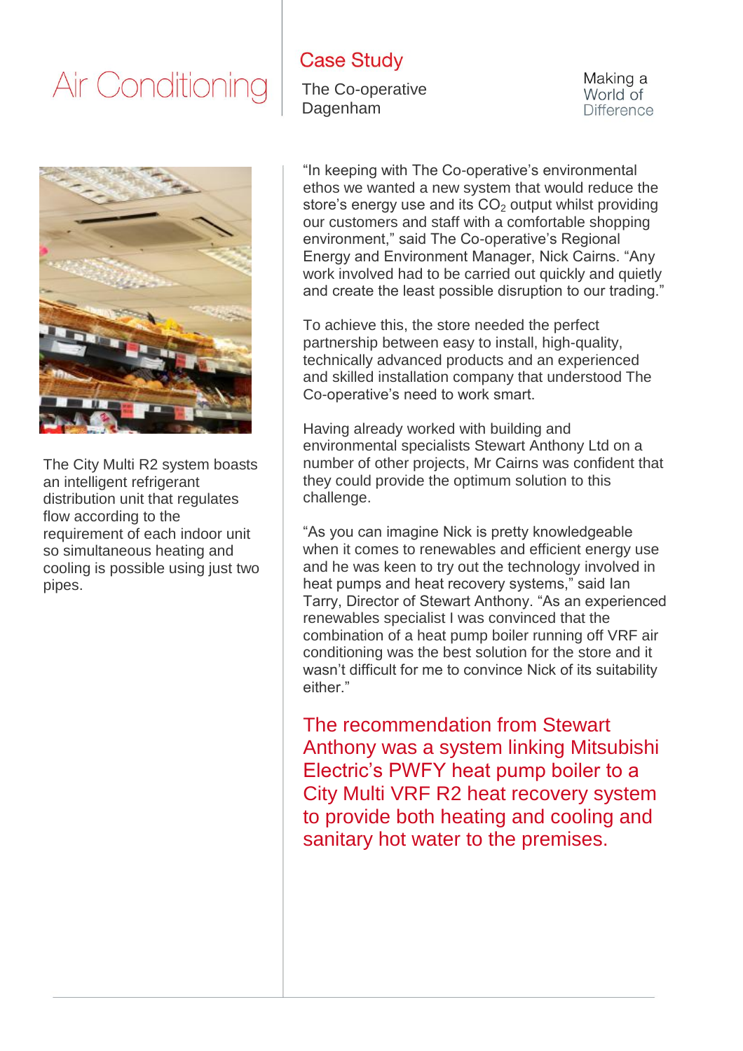# Air Conditioning

## Case Study

The Co-operative
Dagenham

Making a World of Difference

The City Multi R2 system boasts an intelligent refrigerant distribution unit that regulates flow according to the requirement of each indoor unit so simultaneous heating and cooling is possible using just two pipes.

"In keeping with The Co-operative's environmental ethos we wanted a new system that would reduce the store's energy use and its $CO_2$ output whilst providing our customers and staff with a comfortable shopping environment," said The Co-operative's Regional Energy and Environment Manager, Nick Cairns. "Any work involved had to be carried out quickly and quietly and create the least possible disruption to our trading."

To achieve this, the store needed the perfect partnership between easy to install, high-quality, technically advanced products and an experienced and skilled installation company that understood The Co-operative's need to work smart.

Having already worked with building and environmental specialists Stewart Anthony Ltd on a number of other projects, Mr Cairns was confident that they could provide the optimum solution to this challenge.

"As you can imagine Nick is pretty knowledgeable when it comes to renewables and efficient energy use and he was keen to try out the technology involved in heat pumps and heat recovery systems," said Ian Tarry, Director of Stewart Anthony. "As an experienced renewables specialist I was convinced that the combination of a heat pump boiler running off VRF air conditioning was the best solution for the store and it wasn't difficult for me to convince Nick of its suitability either."

The recommendation from Stewart Anthony was a system linking Mitsubishi Electric's PWFY heat pump boiler to a City Multi VRF R2 heat recovery system to provide both heating and cooling and sanitary hot water to the premises.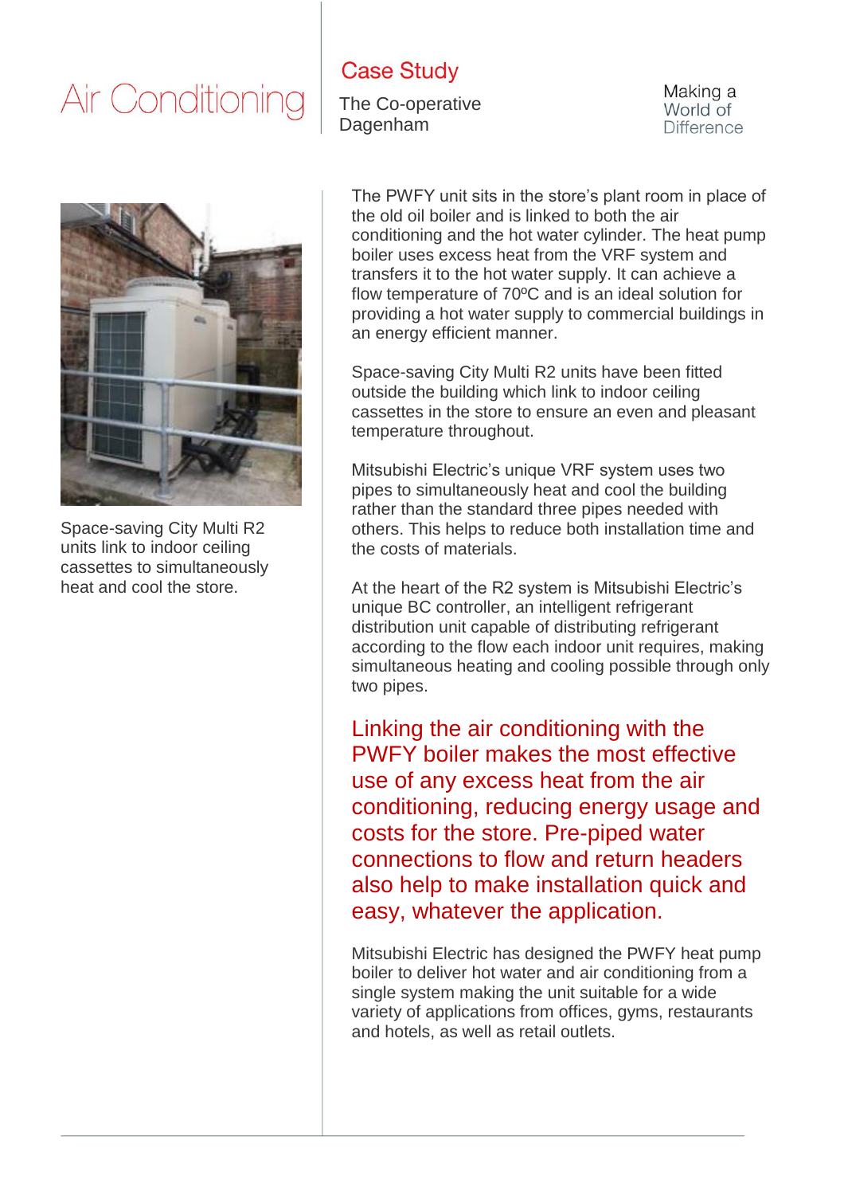# Air Conditioning

## Case Study

The Co-operative
Dagenham

Making a World of Difference

Space-saving City Multi R2 units link to indoor ceiling cassettes to simultaneously heat and cool the store.

The PWFY unit sits in the store's plant room in place of the old oil boiler and is linked to both the air conditioning and the hot water cylinder. The heat pump boiler uses excess heat from the VRF system and transfers it to the hot water supply. It can achieve a flow temperature of 70ºC and is an ideal solution for providing a hot water supply to commercial buildings in an energy efficient manner.

Space-saving City Multi R2 units have been fitted outside the building which link to indoor ceiling cassettes in the store to ensure an even and pleasant temperature throughout.

Mitsubishi Electric's unique VRF system uses two pipes to simultaneously heat and cool the building rather than the standard three pipes needed with others. This helps to reduce both installation time and the costs of materials.

At the heart of the R2 system is Mitsubishi Electric's unique BC controller, an intelligent refrigerant distribution unit capable of distributing refrigerant according to the flow each indoor unit requires, making simultaneous heating and cooling possible through only two pipes.

**Linking the air conditioning with the PWFY boiler makes the most effective use of any excess heat from the air conditioning, reducing energy usage and costs for the store. Pre-piped water connections to flow and return headers also help to make installation quick and easy, whatever the application.**

Mitsubishi Electric has designed the PWFY heat pump boiler to deliver hot water and air conditioning from a single system making the unit suitable for a wide variety of applications from offices, gyms, restaurants and hotels, as well as retail outlets.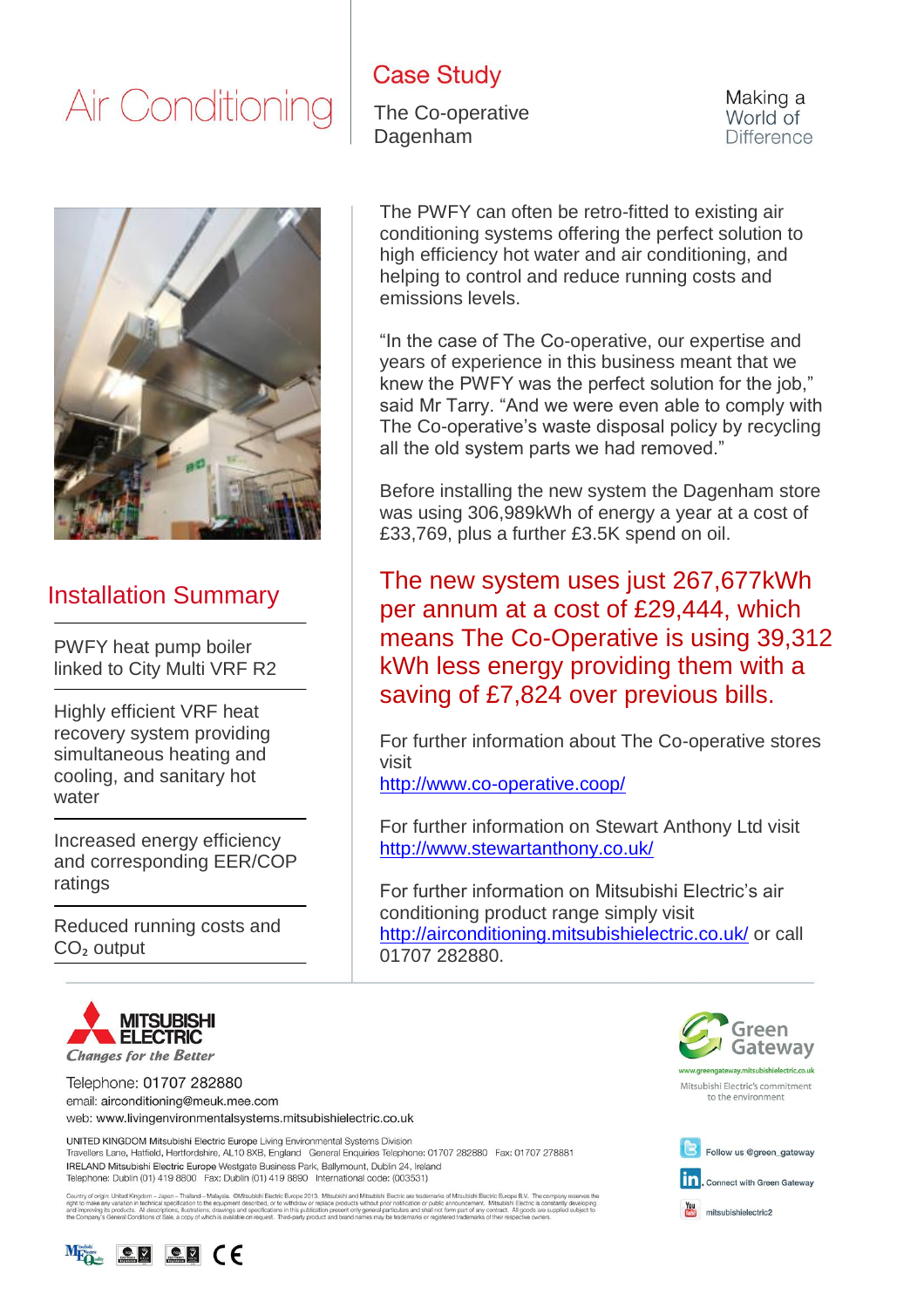# Air Conditioning

## Case Study

The Co-operative
Dagenham

Making a World of Difference

## Installation Summary

PWFY heat pump boiler linked to City Multi VRF R2

Highly efficient VRF heat recovery system providing simultaneous heating and cooling, and sanitary hot water

Increased energy efficiency and corresponding EER/COP ratings

Reduced running costs and $CO_2$ output

The PWFY can often be retro-fitted to existing air conditioning systems offering the perfect solution to high efficiency hot water and air conditioning, and helping to control and reduce running costs and emissions levels.

“In the case of The Co-operative, our expertise and years of experience in this business meant that we knew the PWFY was the perfect solution for the job,” said Mr Tarry. “And we were even able to comply with The Co-operative’s waste disposal policy by recycling all the old system parts we had removed.”

Before installing the new system the Dagenham store was using 306,989kWh of energy a year at a cost of £33,769, plus a further £3.5K spend on oil.

**The new system uses just 267,677kWh per annum at a cost of £29,444, which means The Co-Operative is using 39,312 kWh less energy providing them with a saving of £7,824 over previous bills.**

For further information about The Co-operative stores visit
http://www.co-operative.coop/

For further information on Stewart Anthony Ltd visit
http://www.stewartanthony.co.uk/

For further information on Mitsubishi Electric’s air conditioning product range simply visit http://airconditioning.mitsubishielectric.co.uk/ or call 01707 282880.

MITSUBISHI ELECTRIC
*Changes for the Better*

Telephone: 01707 282880
email: airconditioning@meuk.mee.com
web: www.livingenvironmentalsystems.mitsubishielectric.co.uk

UNITED KINGDOM Mitsubishi Electric Europe Living Environmental Systems Division
Travellers Lane, Hatfield, Hertfordshire, AL10 8XB, England General Enquiries Telephone: 01707 282880 Fax: 01707 278881
IRELAND Mitsubishi Electric Europe Westgate Business Park, Ballymount, Dublin 24, Ireland
Telephone: Dublin (01) 419 8800 Fax: Dublin (01) 419 8890 International code: (003531)

Country of origin: United Kingdom – Japan – Thailand – Malaysia. ©Mitsubishi Electric Europe 2013. Mitsubishi and Mitsubishi Electric are trademarks of Mitsubishi Electric Europe B.V. The company reserves the right to make any variation in technical specification to the equipment described, or to withdraw or replace products without prior notification or public announcement. Mitsubishi Electric is constantly developing and improving its products. All descriptions, illustrations, drawings and specifications in this publication present only general particulars and shall not form part of any contract. All goods are supplied subject to the Company's General Conditions of Sale, a copy of which is available on request. Third-party product and brand names may be trademarks or registered trademarks of their respective owners.

Green Gateway
www.greengateway.mitsubishielectric.co.uk
Mitsubishi Electric's commitment to the environment

Follow us @green_gateway
Connect with Green Gateway
mitsubishielectric2